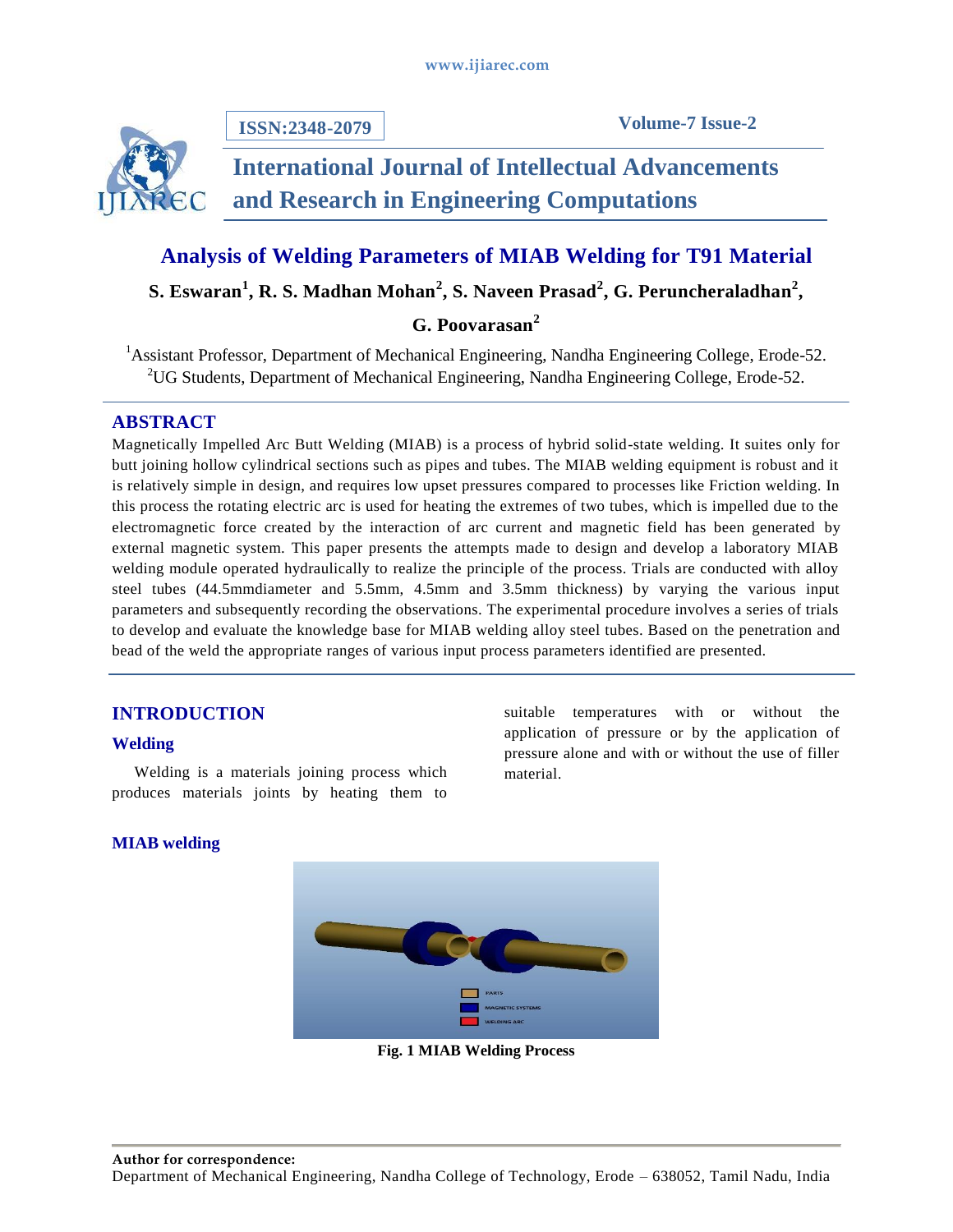# Analysis of Welding Parameters of MIAB Welding for T91 Material

**S. Eswaran[1], R. S. Madhan Mohan[2], S. Naveen Prasad[2], G. Perunceraladhan[2], G. Poovarasan[2]**

[1]Assistant Professor, Department of Mechanical Engineering, Nandha Engineering College, Erode-52.
[2]UG Students, Department of Mechanical Engineering, Nandha Engineering College, Erode-52.

## ABSTRACT

Magnetically Impelled Arc Butt Welding (MIAB) is a process of hybrid solid-state welding. It suites only for butt joining hollow cylindrical sections such as pipes and tubes. The MIAB welding equipment is robust and it is relatively simple in design, and requires low upset pressures compared to processes like Friction welding. In this process the rotating electric arc is used for heating the extremes of two tubes, which is impelled due to the electromagnetic force created by the interaction of arc current and magnetic field has been generated by external magnetic system. This paper presents the attempts made to design and develop a laboratory MIAB welding module operated hydraulically to realize the principle of the process. Trials are conducted with alloy steel tubes (44.5mmdiameter and 5.5mm, 4.5mm and 3.5mm thickness) by varying the various input parameters and subsequently recording the observations. The experimental procedure involves a series of trials to develop and evaluate the knowledge base for MIAB welding alloy steel tubes. Based on the penetration and bead of the weld the appropriate ranges of various input process parameters identified are presented.

## INTRODUCTION

### Welding

Welding is a materials joining process which produces materials joints by heating them to suitable temperatures with or without the application of pressure or by the application of pressure alone and with or without the use of filler material.

### MIAB welding

Fig. 1 MIAB Welding Process

**Author for correspondence:**
Department of Mechanical Engineering, Nandha College of Technology, Erode – 638052, Tamil Nadu, India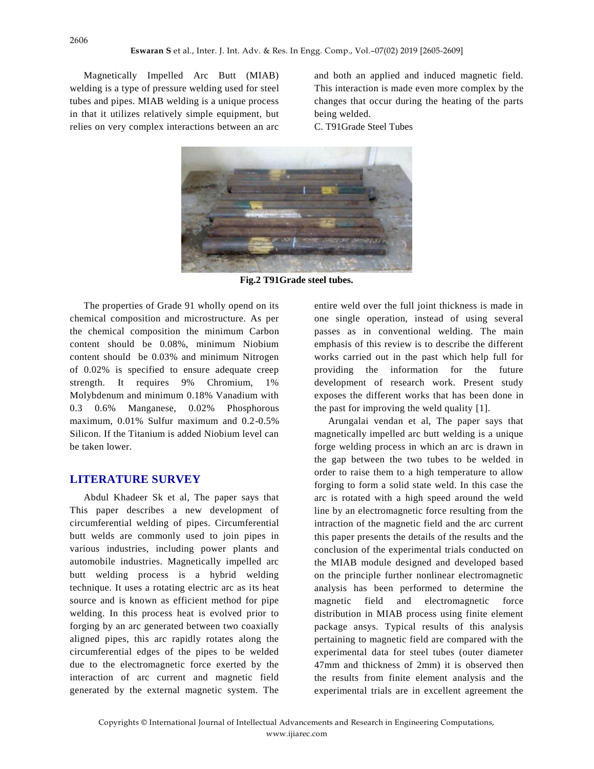Magnetically Impelled Arc Butt (MIAB) welding is a type of pressure welding used for steel tubes and pipes. MIAB welding is a unique process in that it utilizes relatively simple equipment, but relies on very complex interactions between an arc and both an applied and induced magnetic field. This interaction is made even more complex by the changes that occur during the heating of the parts being welded.

C. T91Grade Steel Tubes

**Fig.2 T91Grade steel tubes.**

The properties of Grade 91 wholly opend on its chemical composition and microstructure. As per the chemical composition the minimum Carbon content should be 0.08%, minimum Niobium content should be 0.03% and minimum Nitrogen of 0.02% is specified to ensure adequate creep strength. It requires 9% Chromium, 1% Molybdenum and minimum 0.18% Vanadium with 0.3 0.6% Manganese, 0.02% Phosphorous maximum, 0.01% Sulfur maximum and 0.2-0.5% Silicon. If the Titanium is added Niobium level can be taken lower.

## LITERATURE SURVEY

Abdul Khadeer Sk et al, The paper says that This paper describes a new development of circumferential welding of pipes. Circumferential butt welds are commonly used to join pipes in various industries, including power plants and automobile industries. Magnetically impelled arc butt welding process is a hybrid welding technique. It uses a rotating electric arc as its heat source and is known as efficient method for pipe welding. In this process heat is evolved prior to forging by an arc generated between two coaxially aligned pipes, this arc rapidly rotates along the circumferential edges of the pipes to be welded due to the electromagnetic force exerted by the interaction of arc current and magnetic field generated by the external magnetic system. The entire weld over the full joint thickness is made in one single operation, instead of using several passes as in conventional welding. The main emphasis of this review is to describe the different works carried out in the past which help full for providing the information for the future development of research work. Present study exposes the different works that has been done in the past for improving the weld quality [1].

Arungalai vendan et al, The paper says that magnetically impelled arc butt welding is a unique forge welding process in which an arc is drawn in the gap between the two tubes to be welded in order to raise them to a high temperature to allow forging to form a solid state weld. In this case the arc is rotated with a high speed around the weld line by an electromagnetic force resulting from the intraction of the magnetic field and the arc current this paper presents the details of the results and the conclusion of the experimental trials conducted on the MIAB module designed and developed based on the principle further nonlinear electromagnetic analysis has been performed to determine the magnetic field and electromagnetic force distribution in MIAB process using finite element package ansys. Typical results of this analysis pertaining to magnetic field are compared with the experimental data for steel tubes (outer diameter 47mm and thickness of 2mm) it is observed then the results from finite element analysis and the experimental trials are in excellent agreement the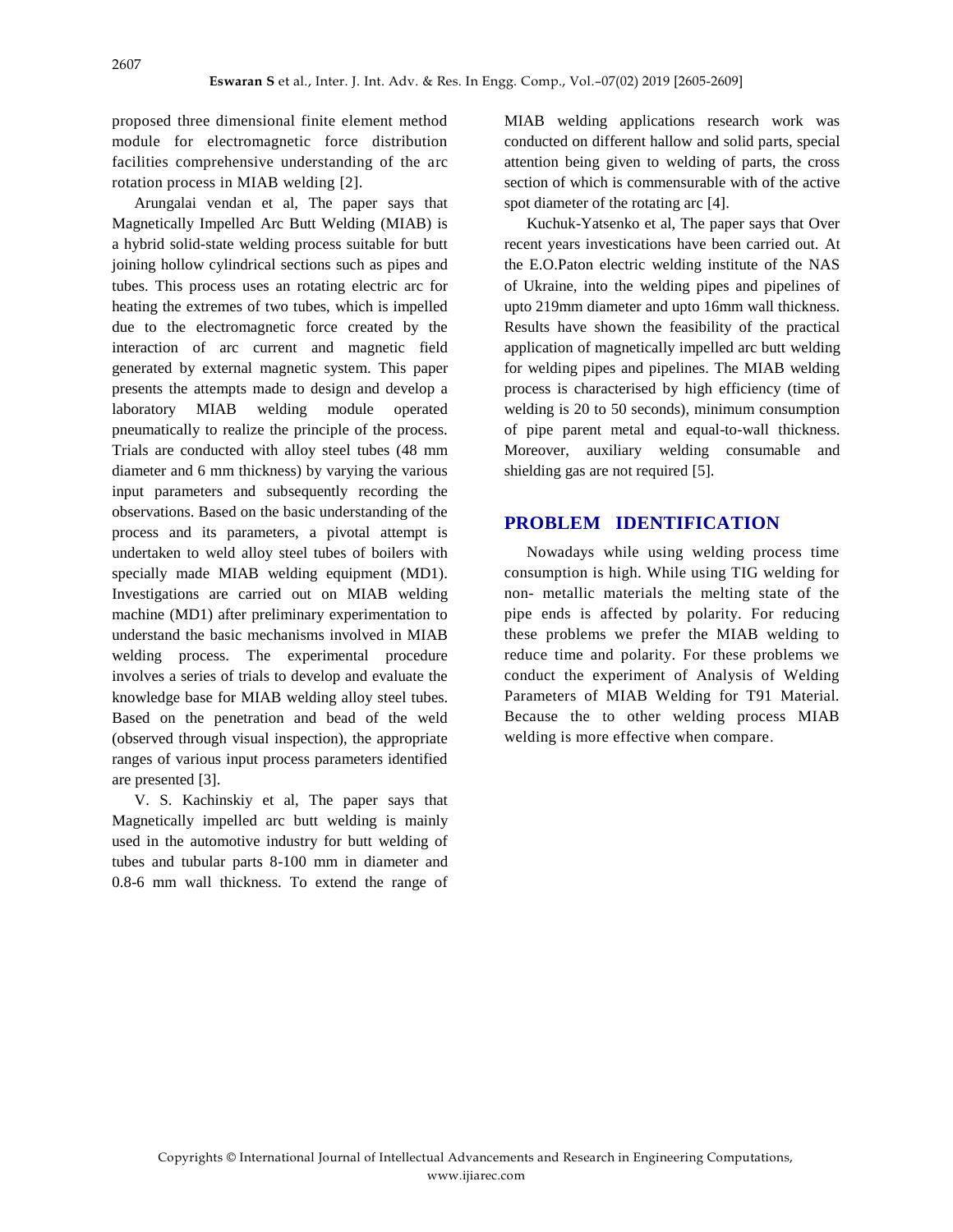proposed three dimensional finite element method module for electromagnetic force distribution facilities comprehensive understanding of the arc rotation process in MIAB welding [2].

Arungalai vendan et al, The paper says that Magnetically Impelled Arc Butt Welding (MIAB) is a hybrid solid-state welding process suitable for butt joining hollow cylindrical sections such as pipes and tubes. This process uses an rotating electric arc for heating the extremes of two tubes, which is impelled due to the electromagnetic force created by the interaction of arc current and magnetic field generated by external magnetic system. This paper presents the attempts made to design and develop a laboratory MIAB welding module operated pneumatically to realize the principle of the process. Trials are conducted with alloy steel tubes (48 mm diameter and 6 mm thickness) by varying the various input parameters and subsequently recording the observations. Based on the basic understanding of the process and its parameters, a pivotal attempt is undertaken to weld alloy steel tubes of boilers with specially made MIAB welding equipment (MD1). Investigations are carried out on MIAB welding machine (MD1) after preliminary experimentation to understand the basic mechanisms involved in MIAB welding process. The experimental procedure involves a series of trials to develop and evaluate the knowledge base for MIAB welding alloy steel tubes. Based on the penetration and bead of the weld (observed through visual inspection), the appropriate ranges of various input process parameters identified are presented [3].

V. S. Kachinskiy et al, The paper says that Magnetically impelled arc butt welding is mainly used in the automotive industry for butt welding of tubes and tubular parts 8-100 mm in diameter and 0.8-6 mm wall thickness. To extend the range of MIAB welding applications research work was conducted on different hallow and solid parts, special attention being given to welding of parts, the cross section of which is commensurable with of the active spot diameter of the rotating arc [4].

Kuchuk-Yatsenko et al, The paper says that Over recent years investications have been carried out. At the E.O.Paton electric welding institute of the NAS of Ukraine, into the welding pipes and pipelines of upto 219mm diameter and upto 16mm wall thickness. Results have shown the feasibility of the practical application of magnetically impelled arc butt welding for welding pipes and pipelines. The MIAB welding process is characterised by high efficiency (time of welding is 20 to 50 seconds), minimum consumption of pipe parent metal and equal-to-wall thickness. Moreover, auxiliary welding consumable and shielding gas are not required [5].

## PROBLEM IDENTIFICATION

Nowadays while using welding process time consumption is high. While using TIG welding for non- metallic materials the melting state of the pipe ends is affected by polarity. For reducing these problems we prefer the MIAB welding to reduce time and polarity. For these problems we conduct the experiment of Analysis of Welding Parameters of MIAB Welding for T91 Material. Because the to other welding process MIAB welding is more effective when compare.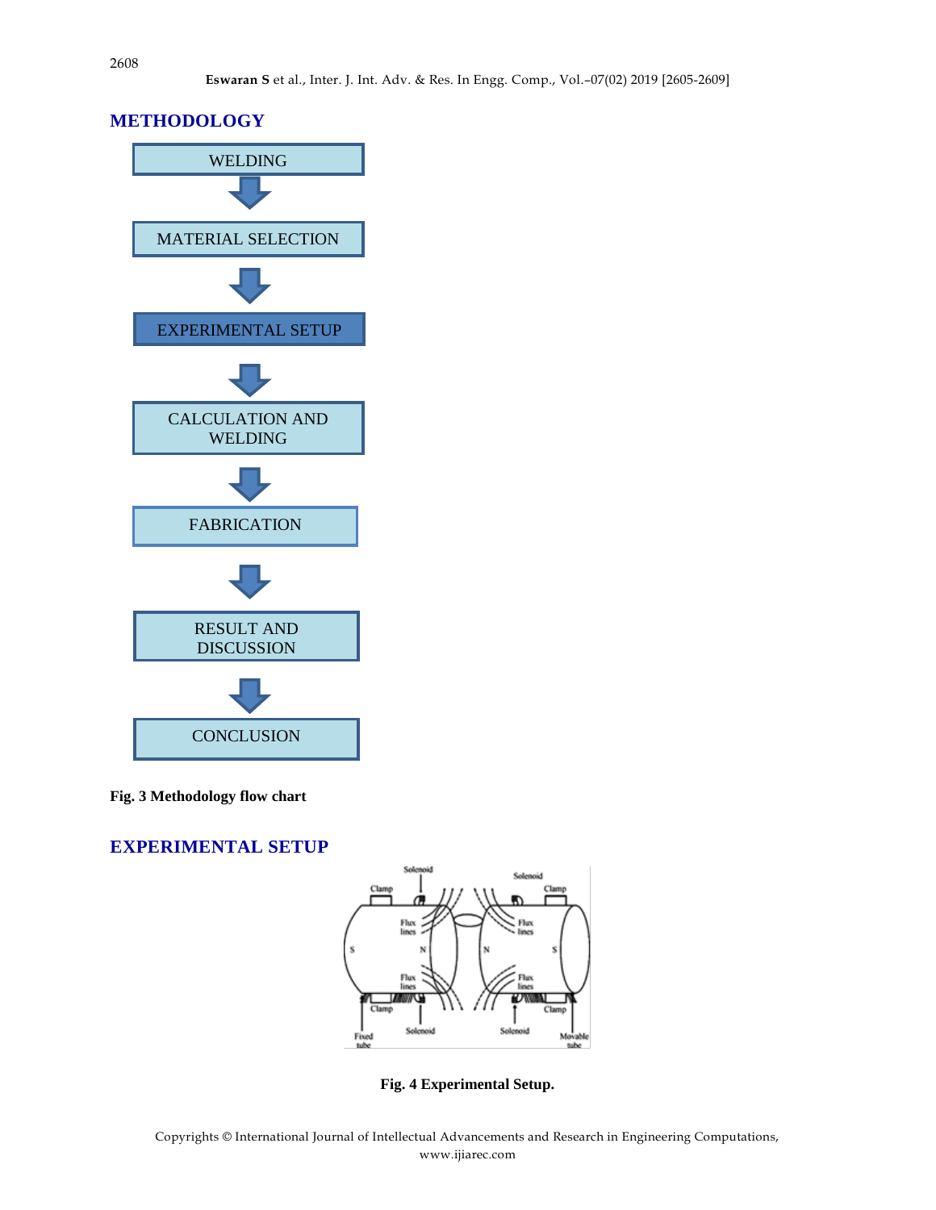## METHODOLOGY

WELDING

MATERIAL SELECTION

EXPERIMENTAL SETUP

CALCULATION AND WELDING

FABRICATION

RESULT AND DISCUSSION

CONCLUSION

**Fig. 3 Methodology flow chart**

## EXPERIMENTAL SETUP

**Fig. 4 Experimental Setup.**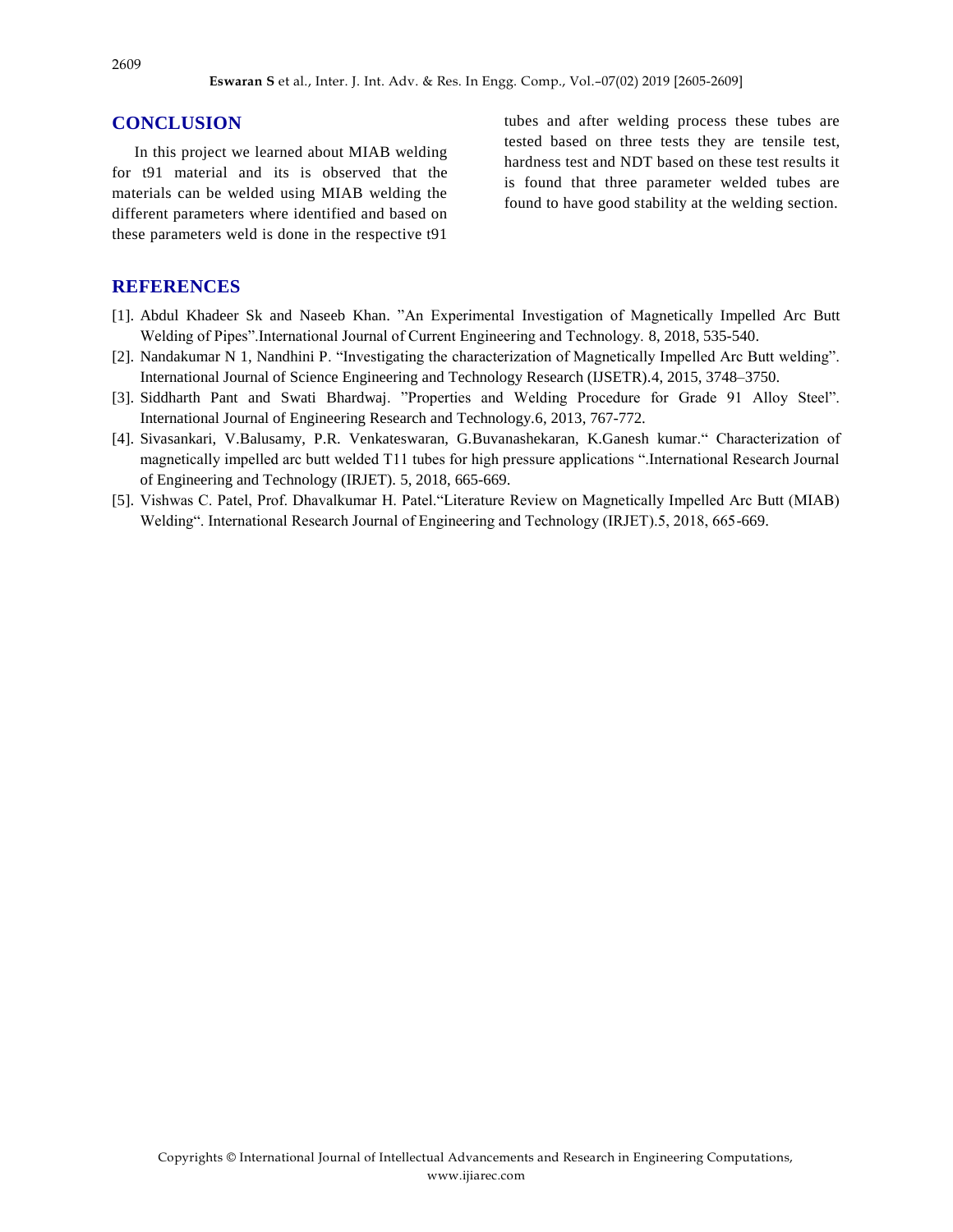## CONCLUSION

In this project we learned about MIAB welding for t91 material and its is observed that the materials can be welded using MIAB welding the different parameters where identified and based on these parameters weld is done in the respective t91 tubes and after welding process these tubes are tested based on three tests they are tensile test, hardness test and NDT based on these test results it is found that three parameter welded tubes are found to have good stability at the welding section.

## REFERENCES

[1]. Abdul Khadeer Sk and Naseeb Khan. "An Experimental Investigation of Magnetically Impelled Arc Butt Welding of Pipes".International Journal of Current Engineering and Technology. 8, 2018, 535-540.

[2]. Nandakumar N 1, Nandhini P. "Investigating the characterization of Magnetically Impelled Arc Butt welding". International Journal of Science Engineering and Technology Research (IJSETR).4, 2015, 3748–3750.

[3]. Siddharth Pant and Swati Bhardwaj. "Properties and Welding Procedure for Grade 91 Alloy Steel". International Journal of Engineering Research and Technology.6, 2013, 767-772.

[4]. Sivasankari, V.Balusamy, P.R. Venkateswaran, G.Buvanashekaran, K.Ganesh kumar." Characterization of magnetically impelled arc butt welded T11 tubes for high pressure applications ".International Research Journal of Engineering and Technology (IRJET). 5, 2018, 665-669.

[5]. Vishwas C. Patel, Prof. Dhavalkumar H. Patel."Literature Review on Magnetically Impelled Arc Butt (MIAB) Welding". International Research Journal of Engineering and Technology (IRJET).5, 2018, 665-669.